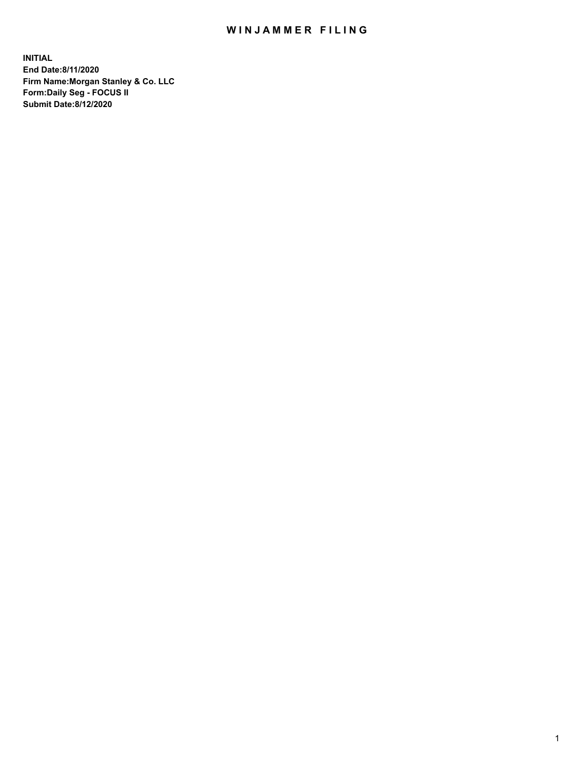# WINJAMMER FILING

**INITIAL**
**End Date:8/11/2020**
**Firm Name:Morgan Stanley & Co. LLC**
**Form:Daily Seg - FOCUS II**
**Submit Date:8/12/2020**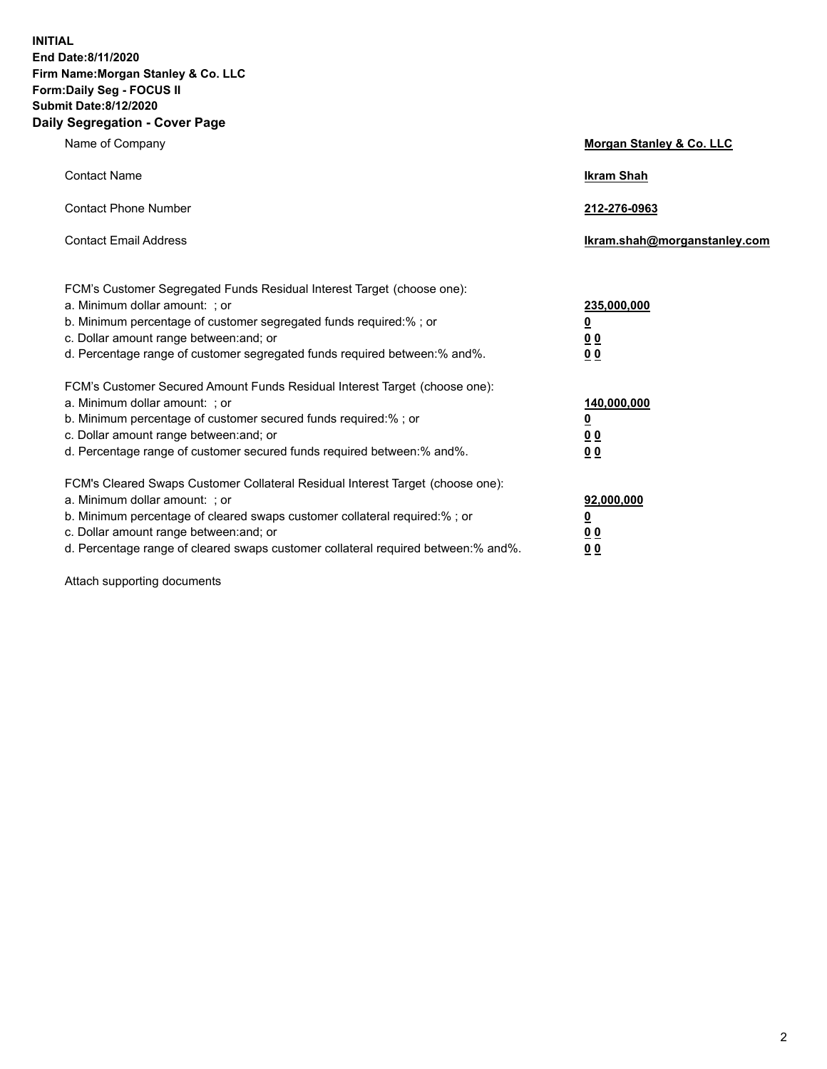**INITIAL**
**End Date:8/11/2020**
**Firm Name:Morgan Stanley & Co. LLC**
**Form:Daily Seg - FOCUS II**
**Submit Date:8/12/2020**

## Daily Segregation - Cover Page

| | |
|---|---|
| Name of Company | **Morgan Stanley & Co. LLC** |
| Contact Name | **Ikram Shah** |
| Contact Phone Number | **212-276-0963** |
| Contact Email Address | **Ikram.shah@morganstanley.com** |

| | |
|---|---|
| FCM's Customer Segregated Funds Residual Interest Target (choose one): | |
| a. Minimum dollar amount: ; or | **235,000,000** |
| b. Minimum percentage of customer segregated funds required:% ; or | **0** |
| c. Dollar amount range between:and; or | **0 0** |
| d. Percentage range of customer segregated funds required between:% and%. | **0 0** |
| FCM's Customer Secured Amount Funds Residual Interest Target (choose one): | |
| a. Minimum dollar amount: ; or | **140,000,000** |
| b. Minimum percentage of customer secured funds required:% ; or | **0** |
| c. Dollar amount range between:and; or | **0 0** |
| d. Percentage range of customer secured funds required between:% and%. | **0 0** |
| FCM's Cleared Swaps Customer Collateral Residual Interest Target (choose one): | |
| a. Minimum dollar amount: ; or | **92,000,000** |
| b. Minimum percentage of cleared swaps customer collateral required:% ; or | **0** |
| c. Dollar amount range between:and; or | **0 0** |
| d. Percentage range of cleared swaps customer collateral required between:% and%. | **0 0** |

Attach supporting documents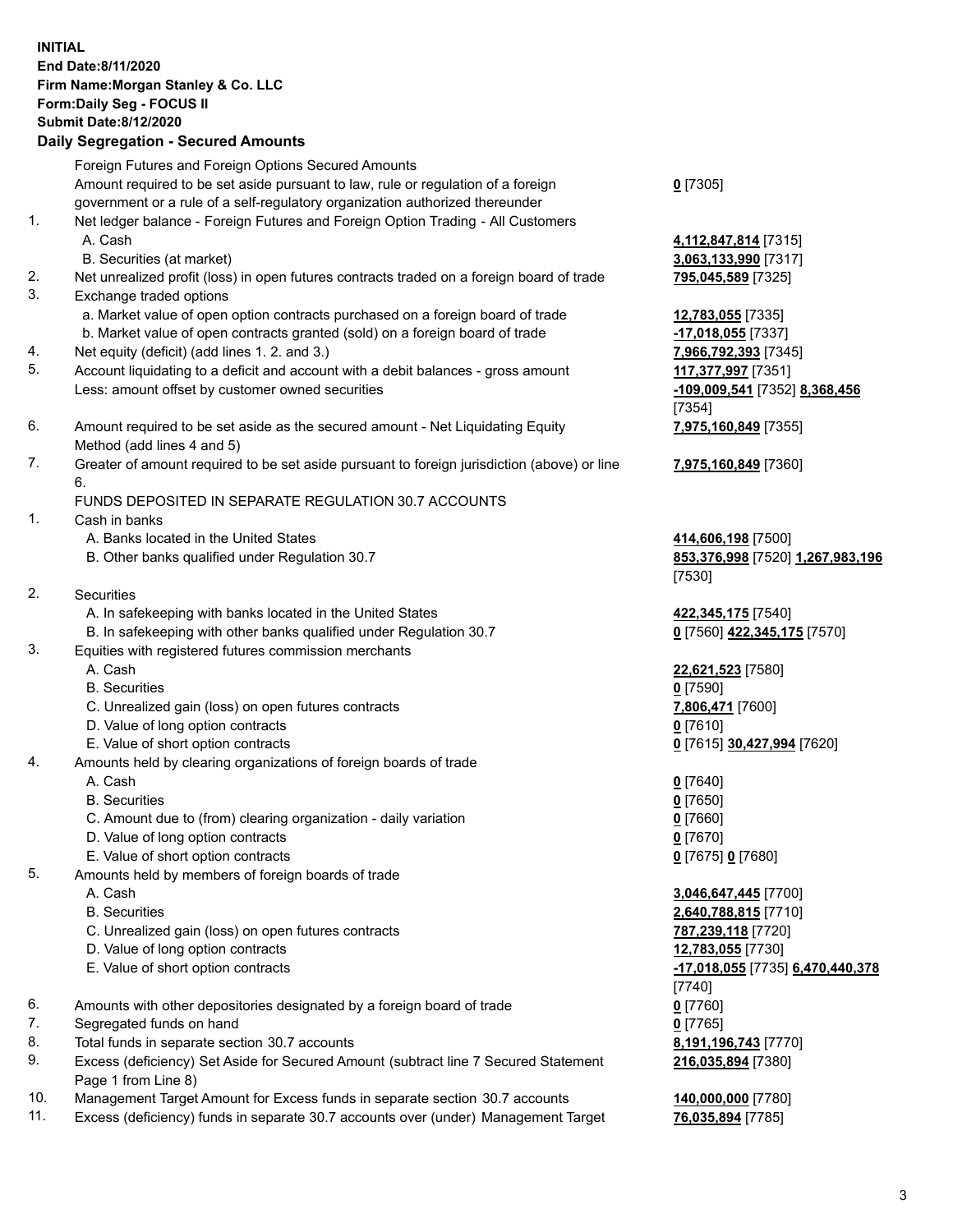**INITIAL**
**End Date:8/11/2020**
**Firm Name:Morgan Stanley & Co. LLC**
**Form:Daily Seg - FOCUS II**
**Submit Date:8/12/2020**

## Daily Segregation - Secured Amounts

| | | |
|---|---|---|
| | Foreign Futures and Foreign Options Secured Amounts | |
| | Amount required to be set aside pursuant to law, rule or regulation of a foreign government or a rule of a self-regulatory organization authorized thereunder | **0** [7305] |
| 1. | Net ledger balance - Foreign Futures and Foreign Option Trading - All Customers | |
| | A. Cash | **4,112,847,814** [7315] |
| | B. Securities (at market) | **3,063,133,990** [7317] |
| 2. | Net unrealized profit (loss) in open futures contracts traded on a foreign board of trade | **795,045,589** [7325] |
| 3. | Exchange traded options | |
| | a. Market value of open option contracts purchased on a foreign board of trade | **12,783,055** [7335] |
| | b. Market value of open contracts granted (sold) on a foreign board of trade | **-17,018,055** [7337] |
| 4. | Net equity (deficit) (add lines 1. 2. and 3.) | **7,966,792,393** [7345] |
| 5. | Account liquidating to a deficit and account with a debit balances - gross amount | **117,377,997** [7351] |
| | Less: amount offset by customer owned securities | **-109,009,541** [7352] **8,368,456** [7354] |
| 6. | Amount required to be set aside as the secured amount - Net Liquidating Equity Method (add lines 4 and 5) | **7,975,160,849** [7355] |
| 7. | Greater of amount required to be set aside pursuant to foreign jurisdiction (above) or line 6. | **7,975,160,849** [7360] |
| | FUNDS DEPOSITED IN SEPARATE REGULATION 30.7 ACCOUNTS | |
| 1. | Cash in banks | |
| | A. Banks located in the United States | **414,606,198** [7500] |
| | B. Other banks qualified under Regulation 30.7 | **853,376,998** [7520] **1,267,983,196** [7530] |
| 2. | Securities | |
| | A. In safekeeping with banks located in the United States | **422,345,175** [7540] |
| | B. In safekeeping with other banks qualified under Regulation 30.7 | **0** [7560] **422,345,175** [7570] |
| 3. | Equities with registered futures commission merchants | |
| | A. Cash | **22,621,523** [7580] |
| | B. Securities | **0** [7590] |
| | C. Unrealized gain (loss) on open futures contracts | **7,806,471** [7600] |
| | D. Value of long option contracts | **0** [7610] |
| | E. Value of short option contracts | **0** [7615] **30,427,994** [7620] |
| 4. | Amounts held by clearing organizations of foreign boards of trade | |
| | A. Cash | **0** [7640] |
| | B. Securities | **0** [7650] |
| | C. Amount due to (from) clearing organization - daily variation | **0** [7660] |
| | D. Value of long option contracts | **0** [7670] |
| | E. Value of short option contracts | **0** [7675] **0** [7680] |
| 5. | Amounts held by members of foreign boards of trade | |
| | A. Cash | **3,046,647,445** [7700] |
| | B. Securities | **2,640,788,815** [7710] |
| | C. Unrealized gain (loss) on open futures contracts | **787,239,118** [7720] |
| | D. Value of long option contracts | **12,783,055** [7730] |
| | E. Value of short option contracts | **-17,018,055** [7735] **6,470,440,378** [7740] |
| 6. | Amounts with other depositories designated by a foreign board of trade | **0** [7760] |
| 7. | Segregated funds on hand | **0** [7765] |
| 8. | Total funds in separate section 30.7 accounts | **8,191,196,743** [7770] |
| 9. | Excess (deficiency) Set Aside for Secured Amount (subtract line 7 Secured Statement Page 1 from Line 8) | **216,035,894** [7380] |
| 10. | Management Target Amount for Excess funds in separate section 30.7 accounts | **140,000,000** [7780] |
| 11. | Excess (deficiency) funds in separate 30.7 accounts over (under) Management Target | **76,035,894** [7785] |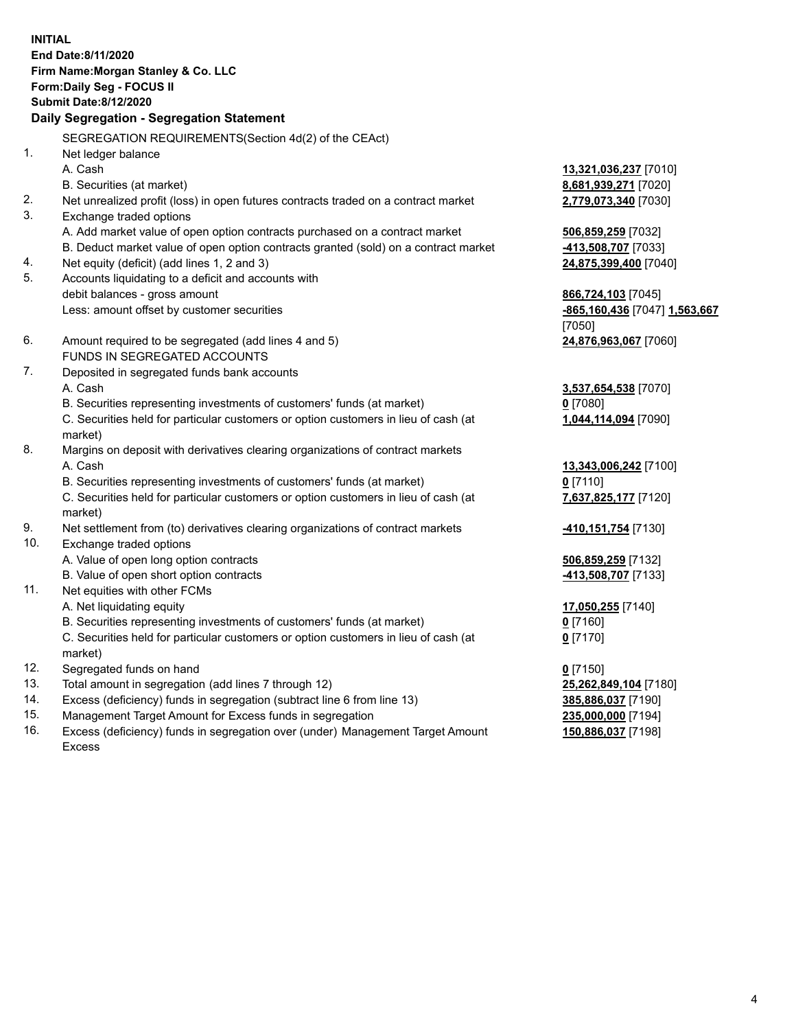**INITIAL**
**End Date:8/11/2020**
**Firm Name:Morgan Stanley & Co. LLC**
**Form:Daily Seg - FOCUS II**
**Submit Date:8/12/2020**

## Daily Segregation - Segregation Statement

SEGREGATION REQUIREMENTS(Section 4d(2) of the CEAct)

| | | |
|---|---|---|
| 1. | Net ledger balance | |
| | A. Cash | **13,321,036,237** [7010] |
| | B. Securities (at market) | **8,681,939,271** [7020] |
| 2. | Net unrealized profit (loss) in open futures contracts traded on a contract market | **2,779,073,340** [7030] |
| 3. | Exchange traded options | |
| | A. Add market value of open option contracts purchased on a contract market | **506,859,259** [7032] |
| | B. Deduct market value of open option contracts granted (sold) on a contract market | **-413,508,707** [7033] |
| 4. | Net equity (deficit) (add lines 1, 2 and 3) | **24,875,399,400** [7040] |
| 5. | Accounts liquidating to a deficit and accounts with debit balances - gross amount | **866,724,103** [7045] |
| | Less: amount offset by customer securities | **-865,160,436** [7047] **1,563,667** [7050] |
| 6. | Amount required to be segregated (add lines 4 and 5) | **24,876,963,067** [7060] |
| | FUNDS IN SEGREGATED ACCOUNTS | |
| 7. | Deposited in segregated funds bank accounts | |
| | A. Cash | **3,537,654,538** [7070] |
| | B. Securities representing investments of customers' funds (at market) | **0** [7080] |
| | C. Securities held for particular customers or option customers in lieu of cash (at market) | **1,044,114,094** [7090] |
| 8. | Margins on deposit with derivatives clearing organizations of contract markets | |
| | A. Cash | **13,343,006,242** [7100] |
| | B. Securities representing investments of customers' funds (at market) | **0** [7110] |
| | C. Securities held for particular customers or option customers in lieu of cash (at market) | **7,637,825,177** [7120] |
| 9. | Net settlement from (to) derivatives clearing organizations of contract markets | **-410,151,754** [7130] |
| 10. | Exchange traded options | |
| | A. Value of open long option contracts | **506,859,259** [7132] |
| | B. Value of open short option contracts | **-413,508,707** [7133] |
| 11. | Net equities with other FCMs | |
| | A. Net liquidating equity | **17,050,255** [7140] |
| | B. Securities representing investments of customers' funds (at market) | **0** [7160] |
| | C. Securities held for particular customers or option customers in lieu of cash (at market) | **0** [7170] |
| 12. | Segregated funds on hand | **0** [7150] |
| 13. | Total amount in segregation (add lines 7 through 12) | **25,262,849,104** [7180] |
| 14. | Excess (deficiency) funds in segregation (subtract line 6 from line 13) | **385,886,037** [7190] |
| 15. | Management Target Amount for Excess funds in segregation | **235,000,000** [7194] |
| 16. | Excess (deficiency) funds in segregation over (under) Management Target Amount Excess | **150,886,037** [7198] |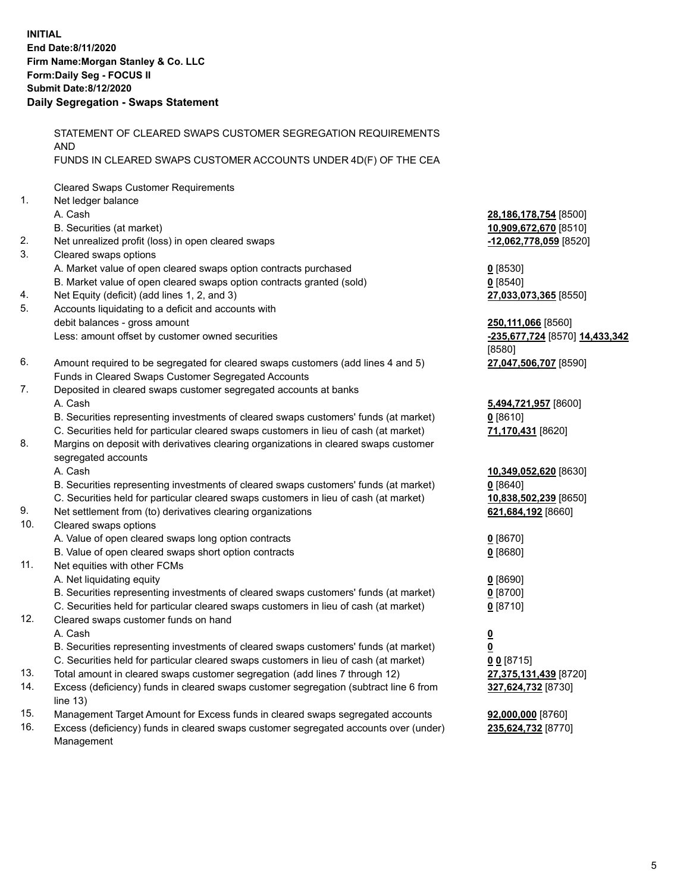**INITIAL**
**End Date:8/11/2020**
**Firm Name:Morgan Stanley & Co. LLC**
**Form:Daily Seg - FOCUS II**
**Submit Date:8/12/2020**
**Daily Segregation - Swaps Statement**

STATEMENT OF CLEARED SWAPS CUSTOMER SEGREGATION REQUIREMENTS AND FUNDS IN CLEARED SWAPS CUSTOMER ACCOUNTS UNDER 4D(F) OF THE CEA

| | | |
|---|---|---|
| | Cleared Swaps Customer Requirements | |
| 1. | Net ledger balance | |
| | A. Cash | **28,186,178,754** [8500] |
| | B. Securities (at market) | **10,909,672,670** [8510] |
| 2. | Net unrealized profit (loss) in open cleared swaps | **-12,062,778,059** [8520] |
| 3. | Cleared swaps options | |
| | A. Market value of open cleared swaps option contracts purchased | **0** [8530] |
| | B. Market value of open cleared swaps option contracts granted (sold) | **0** [8540] |
| 4. | Net Equity (deficit) (add lines 1, 2, and 3) | **27,033,073,365** [8550] |
| 5. | Accounts liquidating to a deficit and accounts with debit balances - gross amount | **250,111,066** [8560] |
| | Less: amount offset by customer owned securities | **-235,677,724** [8570] **14,433,342** [8580] |
| 6. | Amount required to be segregated for cleared swaps customers (add lines 4 and 5) | **27,047,506,707** [8590] |
| | Funds in Cleared Swaps Customer Segregated Accounts | |
| 7. | Deposited in cleared swaps customer segregated accounts at banks | |
| | A. Cash | **5,494,721,957** [8600] |
| | B. Securities representing investments of cleared swaps customers' funds (at market) | **0** [8610] |
| | C. Securities held for particular cleared swaps customers in lieu of cash (at market) | **71,170,431** [8620] |
| 8. | Margins on deposit with derivatives clearing organizations in cleared swaps customer segregated accounts | |
| | A. Cash | **10,349,052,620** [8630] |
| | B. Securities representing investments of cleared swaps customers' funds (at market) | **0** [8640] |
| | C. Securities held for particular cleared swaps customers in lieu of cash (at market) | **10,838,502,239** [8650] |
| 9. | Net settlement from (to) derivatives clearing organizations | **621,684,192** [8660] |
| 10. | Cleared swaps options | |
| | A. Value of open cleared swaps long option contracts | **0** [8670] |
| | B. Value of open cleared swaps short option contracts | **0** [8680] |
| 11. | Net equities with other FCMs | |
| | A. Net liquidating equity | **0** [8690] |
| | B. Securities representing investments of cleared swaps customers' funds (at market) | **0** [8700] |
| | C. Securities held for particular cleared swaps customers in lieu of cash (at market) | **0** [8710] |
| 12. | Cleared swaps customer funds on hand | |
| | A. Cash | **0** |
| | B. Securities representing investments of cleared swaps customers' funds (at market) | **0** |
| | C. Securities held for particular cleared swaps customers in lieu of cash (at market) | **0** **0** [8715] |
| 13. | Total amount in cleared swaps customer segregation (add lines 7 through 12) | **27,375,131,439** [8720] |
| 14. | Excess (deficiency) funds in cleared swaps customer segregation (subtract line 6 from line 13) | **327,624,732** [8730] |
| 15. | Management Target Amount for Excess funds in cleared swaps segregated accounts | **92,000,000** [8760] |
| 16. | Excess (deficiency) funds in cleared swaps customer segregated accounts over (under) Management | **235,624,732** [8770] |